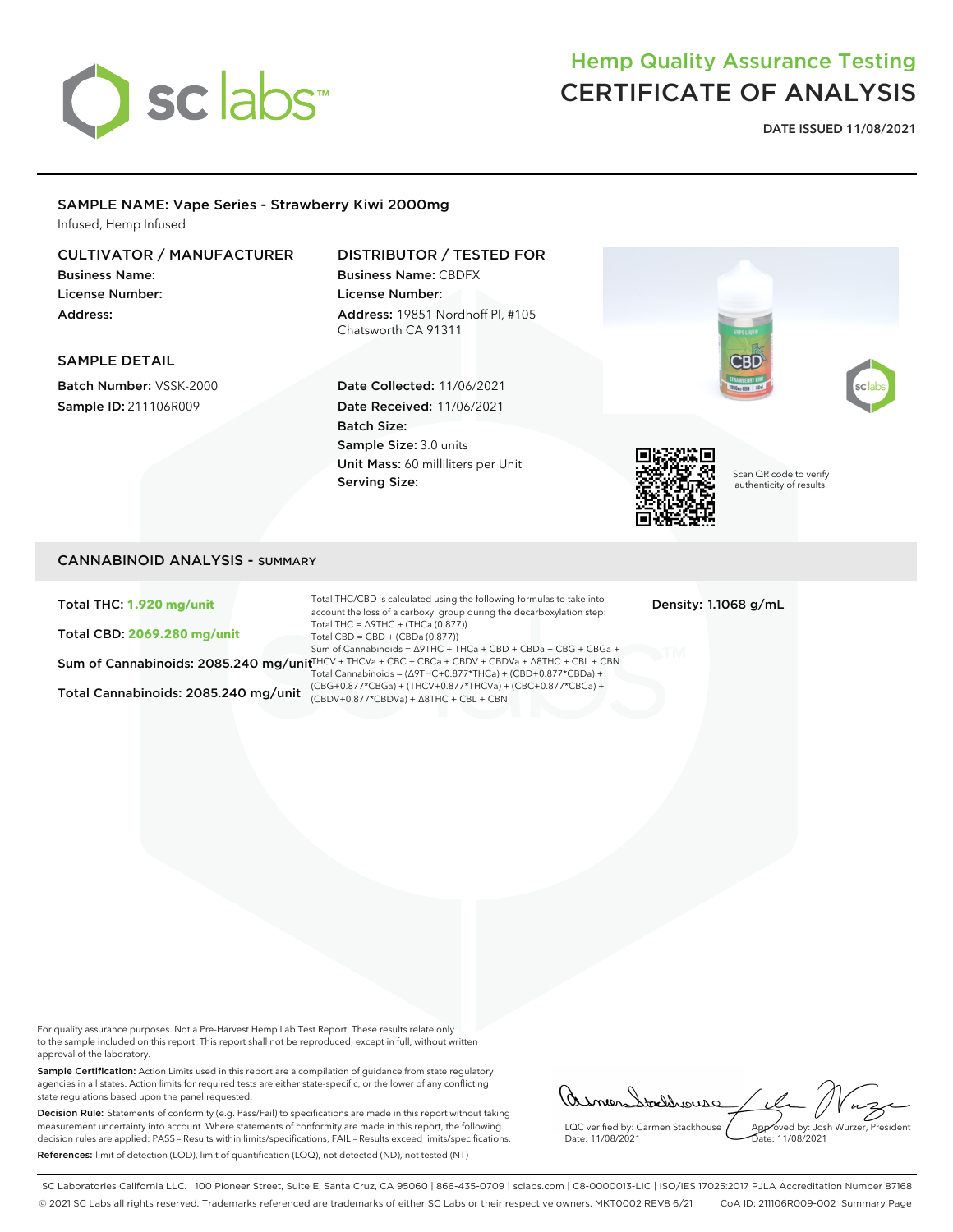# Hemp Quality Assurance Testing
# CERTIFICATE OF ANALYSIS

**DATE ISSUED 11/08/2021**

## SAMPLE NAME: Vape Series - Strawberry Kiwi 2000mg

Infused, Hemp Infused

### CULTIVATOR / MANUFACTURER

**Business Name:**
**License Number:**
**Address:**

### DISTRIBUTOR / TESTED FOR

**Business Name:** CBDFX
**License Number:**
**Address:** 19851 Nordhoff Pl, #105 Chatsworth CA 91311

### SAMPLE DETAIL

**Batch Number:** VSSK-2000
**Sample ID:** 211106R009

**Date Collected:** 11/06/2021
**Date Received:** 11/06/2021
**Batch Size:**
**Sample Size:** 3.0 units
**Unit Mass:** 60 milliliters per Unit
**Serving Size:**

Scan QR code to verify authenticity of results.

## CANNABINOID ANALYSIS - SUMMARY

**Total THC: 1.920 mg/unit**

**Total CBD: 2069.280 mg/unit**

**Sum of Cannabinoids: 2085.240 mg/unit**

**Total Cannabinoids: 2085.240 mg/unit**

Total THC/CBD is calculated using the following formulas to take into account the loss of a carboxyl group during the decarboxylation step:
Total THC = Δ9THC + (THCa (0.877))
Total CBD = CBD + (CBDa (0.877))
Sum of Cannabinoids = Δ9THC + THCa + CBD + CBDa + CBG + CBGa + THCV + THCVa + CBC + CBCa + CBDV + CBDVa + Δ8THC + CBL + CBN
Total Cannabinoids = (Δ9THC+0.877*THCa) + (CBD+0.877*CBDa) + (CBG+0.877*CBGa) + (THCV+0.877*THCVa) + (CBC+0.877*CBCa) + (CBDV+0.877*CBDVa) + Δ8THC + CBL + CBN

**Density: 1.1068 g/mL**

For quality assurance purposes. Not a Pre-Harvest Hemp Lab Test Report. These results relate only to the sample included on this report. This report shall not be reproduced, except in full, without written approval of the laboratory.

**Sample Certification:** Action Limits used in this report are a compilation of guidance from state regulatory agencies in all states. Action limits for required tests are either state-specific, or the lower of any conflicting state regulations based upon the panel requested.

**Decision Rule:** Statements of conformity (e.g. Pass/Fail) to specifications are made in this report without taking measurement uncertainty into account. Where statements of conformity are made in this report, the following decision rules are applied: PASS - Results within limits/specifications, FAIL - Results exceed limits/specifications.

**References:** limit of detection (LOD), limit of quantification (LOQ), not detected (ND), not tested (NT)

LQC verified by: Carmen Stackhouse
Date: 11/08/2021

Approved by: Josh Wurzer, President
Date: 11/08/2021

SC Laboratories California LLC. | 100 Pioneer Street, Suite E, Santa Cruz, CA 95060 | 866-435-0709 | sclabs.com | C8-0000013-LIC | ISO/IES 17025:2017 PJLA Accreditation Number 87168
© 2021 SC Labs all rights reserved. Trademarks referenced are trademarks of either SC Labs or their respective owners. MKT0002 REV8 6/21 CoA ID: 211106R009-002 Summary Page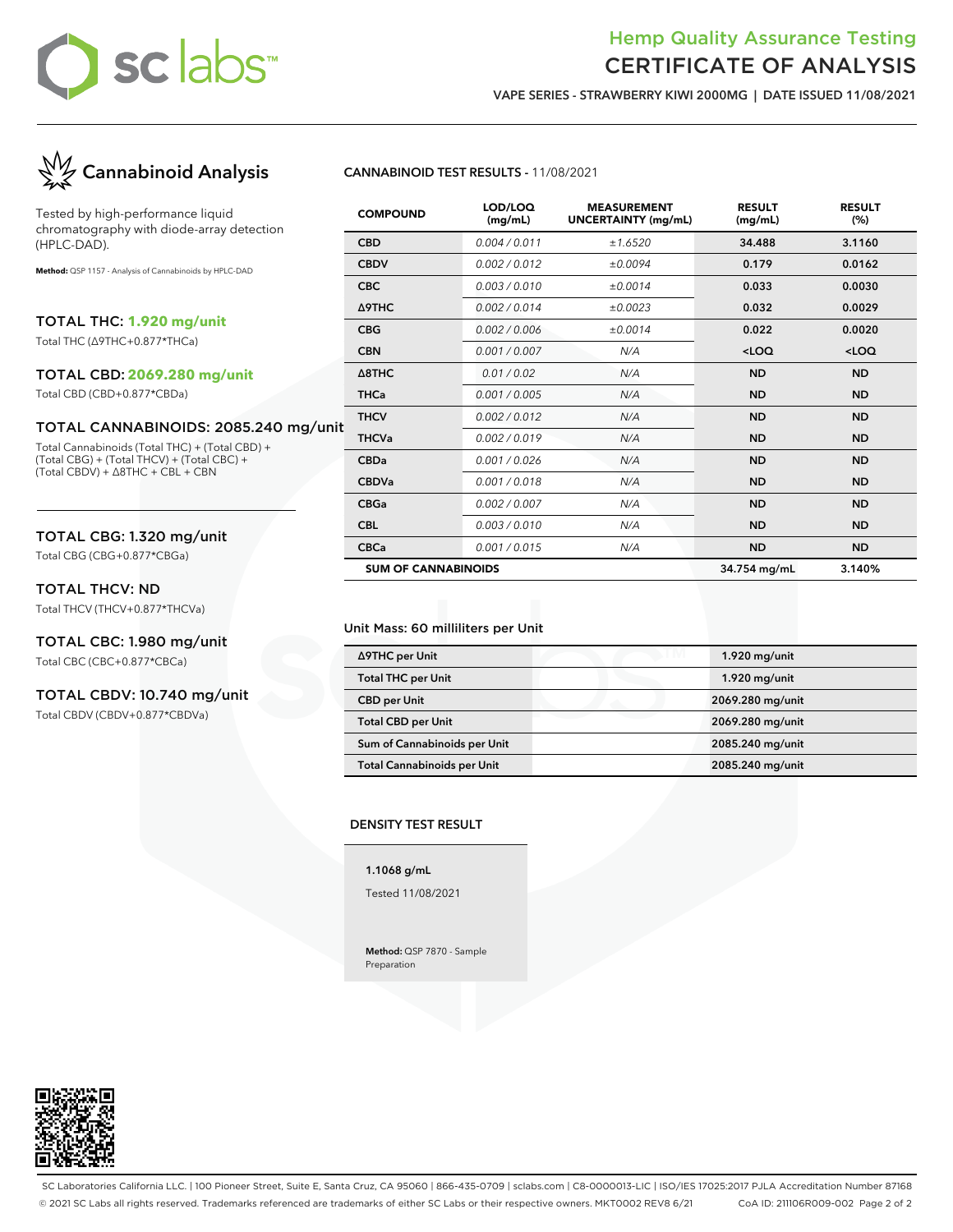# Hemp Quality Assurance Testing
# CERTIFICATE OF ANALYSIS

**VAPE SERIES - STRAWBERRY KIWI 2000MG | DATE ISSUED 11/08/2021**

## Cannabinoid Analysis

Tested by high-performance liquid chromatography with diode-array detection (HPLC-DAD).

**Method:** QSP 1157 - Analysis of Cannabinoids by HPLC-DAD

### TOTAL THC: 1.920 mg/unit

Total THC (Δ9THC+0.877*THCa)

### TOTAL CBD: 2069.280 mg/unit

Total CBD (CBD+0.877*CBDa)

### TOTAL CANNABINOIDS: 2085.240 mg/unit

Total Cannabinoids (Total THC) + (Total CBD) + (Total CBG) + (Total THCV) + (Total CBC) + (Total CBDV) + Δ8THC + CBL + CBN

### TOTAL CBG: 1.320 mg/unit

Total CBG (CBG+0.877*CBGa)

### TOTAL THCV: ND

Total THCV (THCV+0.877*THCVa)

### TOTAL CBC: 1.980 mg/unit

Total CBC (CBC+0.877*CBCa)

### TOTAL CBDV: 10.740 mg/unit

Total CBDV (CBDV+0.877*CBDVa)

**CANNABINOID TEST RESULTS** - 11/08/2021

| COMPOUND | LOD/LOQ (mg/mL) | MEASUREMENT UNCERTAINTY (mg/mL) | RESULT (mg/mL) | RESULT (%) |
|---|---|---|---|---|
| CBD | 0.004 / 0.011 | ±1.6520 | 34.488 | 3.1160 |
| CBDV | 0.002 / 0.012 | ±0.0094 | 0.179 | 0.0162 |
| CBC | 0.003 / 0.010 | ±0.0014 | 0.033 | 0.0030 |
| Δ9THC | 0.002 / 0.014 | ±0.0023 | 0.032 | 0.0029 |
| CBG | 0.002 / 0.006 | ±0.0014 | 0.022 | 0.0020 |
| CBN | 0.001 / 0.007 | N/A | <LOQ | <LOQ |
| Δ8THC | 0.01 / 0.02 | N/A | ND | ND |
| THCa | 0.001 / 0.005 | N/A | ND | ND |
| THCV | 0.002 / 0.012 | N/A | ND | ND |
| THCVa | 0.002 / 0.019 | N/A | ND | ND |
| CBDa | 0.001 / 0.026 | N/A | ND | ND |
| CBDVa | 0.001 / 0.018 | N/A | ND | ND |
| CBGa | 0.002 / 0.007 | N/A | ND | ND |
| CBL | 0.003 / 0.010 | N/A | ND | ND |
| CBCa | 0.001 / 0.015 | N/A | ND | ND |
| **SUM OF CANNABINOIDS** | | | 34.754 mg/mL | 3.140% |

Unit Mass: 60 milliliters per Unit

| | |
|---|---|
| Δ9THC per Unit | 1.920 mg/unit |
| Total THC per Unit | 1.920 mg/unit |
| CBD per Unit | 2069.280 mg/unit |
| Total CBD per Unit | 2069.280 mg/unit |
| Sum of Cannabinoids per Unit | 2085.240 mg/unit |
| Total Cannabinoids per Unit | 2085.240 mg/unit |

**DENSITY TEST RESULT**

**1.1068 g/mL**

Tested 11/08/2021

**Method:** QSP 7870 - Sample Preparation

SC Laboratories California LLC. | 100 Pioneer Street, Suite E, Santa Cruz, CA 95060 | 866-435-0709 | sclabs.com | C8-0000013-LIC | ISO/IES 17025:2017 PJLA Accreditation Number 87168
© 2021 SC Labs all rights reserved. Trademarks referenced are trademarks of either SC Labs or their respective owners. MKT0002 REV8 6/21 CoA ID: 211106R009-002